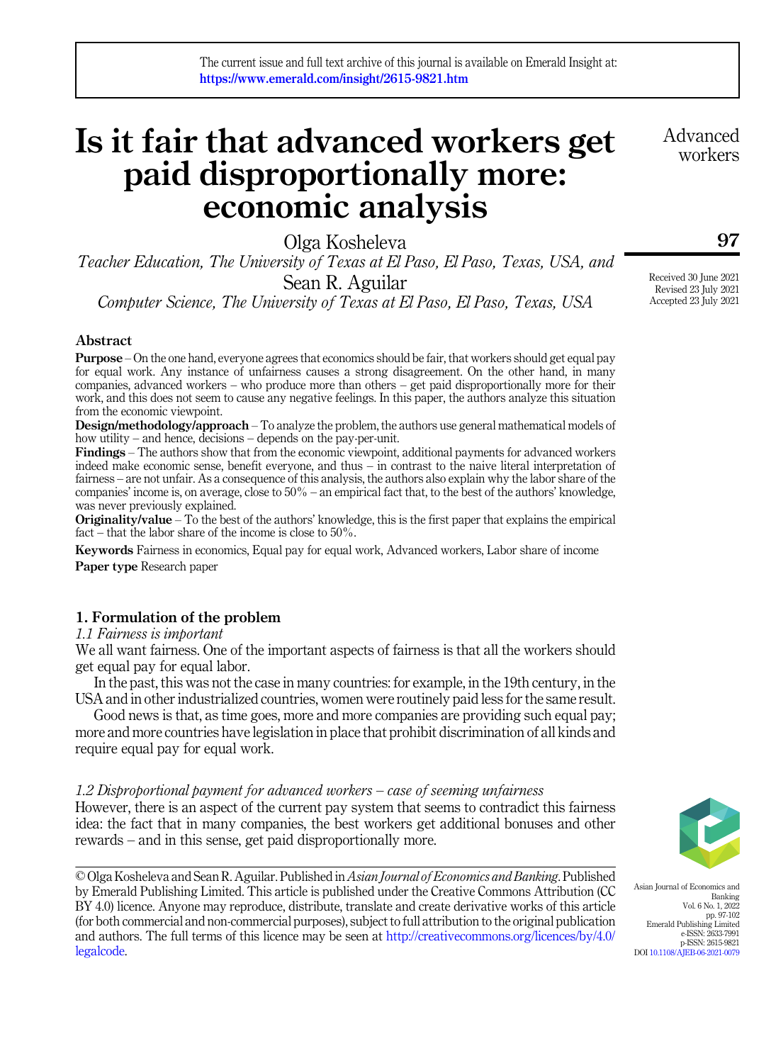# Is it fair that advanced workers get paid disproportionally more: economic analysis

Olga Kosheleva

*Teacher Education, The University of Texas at El Paso, El Paso, Texas, USA, and*

Sean R. Aguilar

*Computer Science, The University of Texas at El Paso, El Paso, Texas, USA*

Received 30 June 2021
Revised 23 July 2021
Accepted 23 July 2021

## Abstract

**Purpose** – On the one hand, everyone agrees that economics should be fair, that workers should get equal pay for equal work. Any instance of unfairness causes a strong disagreement. On the other hand, in many companies, advanced workers – who produce more than others – get paid disproportionally more for their work, and this does not seem to cause any negative feelings. In this paper, the authors analyze this situation from the economic viewpoint.

**Design/methodology/approach** – To analyze the problem, the authors use general mathematical models of how utility – and hence, decisions – depends on the pay-per-unit.

**Findings** – The authors show that from the economic viewpoint, additional payments for advanced workers indeed make economic sense, benefit everyone, and thus – in contrast to the naive literal interpretation of fairness – are not unfair. As a consequence of this analysis, the authors also explain why the labor share of the companies' income is, on average, close to 50% – an empirical fact that, to the best of the authors' knowledge, was never previously explained.

**Originality/value** – To the best of the authors' knowledge, this is the first paper that explains the empirical fact – that the labor share of the income is close to 50%.

**Keywords** Fairness in economics, Equal pay for equal work, Advanced workers, Labor share of income

**Paper type** Research paper

## 1. Formulation of the problem

### *1.1 Fairness is important*

We all want fairness. One of the important aspects of fairness is that all the workers should get equal pay for equal labor.

In the past, this was not the case in many countries: for example, in the 19th century, in the USA and in other industrialized countries, women were routinely paid less for the same result.

Good news is that, as time goes, more and more companies are providing such equal pay; more and more countries have legislation in place that prohibit discrimination of all kinds and require equal pay for equal work.

### *1.2 Disproportional payment for advanced workers – case of seeming unfairness*

However, there is an aspect of the current pay system that seems to contradict this fairness idea: the fact that in many companies, the best workers get additional bonuses and other rewards – and in this sense, get paid disproportionally more.

© Olga Kosheleva and Sean R. Aguilar. Published in *Asian Journal of Economics and Banking*. Published by Emerald Publishing Limited. This article is published under the Creative Commons Attribution (CC BY 4.0) licence. Anyone may reproduce, distribute, translate and create derivative works of this article (for both commercial and non-commercial purposes), subject to full attribution to the original publication and authors. The full terms of this licence may be seen at http://creativecommons.org/licences/by/4.0/legalcode.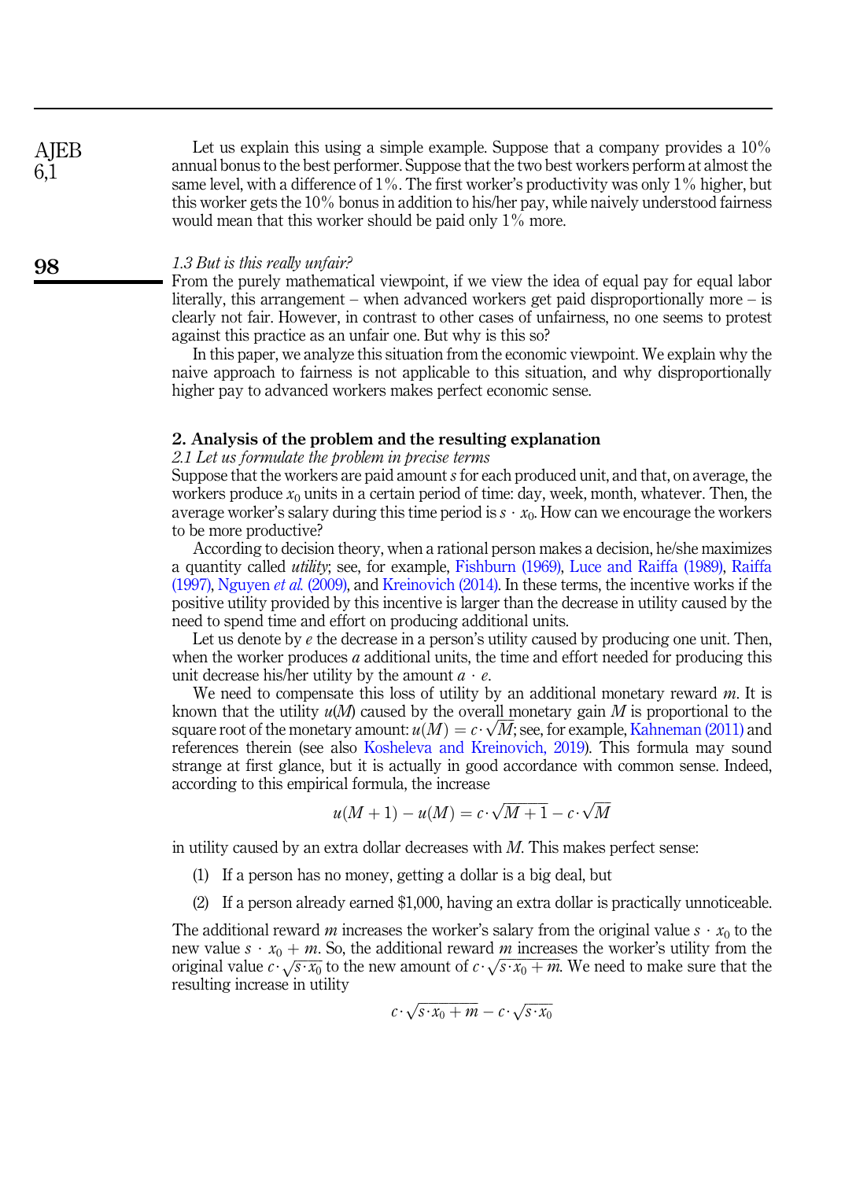Let us explain this using a simple example. Suppose that a company provides a 10% annual bonus to the best performer. Suppose that the two best workers perform at almost the same level, with a difference of 1%. The first worker's productivity was only 1% higher, but this worker gets the 10% bonus in addition to his/her pay, while naively understood fairness would mean that this worker should be paid only 1% more.

### *1.3 But is this really unfair?*

From the purely mathematical viewpoint, if we view the idea of equal pay for equal labor literally, this arrangement – when advanced workers get paid disproportionally more – is clearly not fair. However, in contrast to other cases of unfairness, no one seems to protest against this practice as an unfair one. But why is this so?

In this paper, we analyze this situation from the economic viewpoint. We explain why the naive approach to fairness is not applicable to this situation, and why disproportionally higher pay to advanced workers makes perfect economic sense.

## 2. Analysis of the problem and the resulting explanation

### *2.1 Let us formulate the problem in precise terms*

Suppose that the workers are paid amount $s$ for each produced unit, and that, on average, the workers produce $x_0$ units in a certain period of time: day, week, month, whatever. Then, the average worker's salary during this time period is $s \cdot x_0$. How can we encourage the workers to be more productive?

According to decision theory, when a rational person makes a decision, he/she maximizes a quantity called *utility*; see, for example, Fishburn (1969), Luce and Raiffa (1989), Raiffa (1997), Nguyen *et al.* (2009), and Kreinovich (2014). In these terms, the incentive works if the positive utility provided by this incentive is larger than the decrease in utility caused by the need to spend time and effort on producing additional units.

Let us denote by $e$ the decrease in a person's utility caused by producing one unit. Then, when the worker produces $a$ additional units, the time and effort needed for producing this unit decrease his/her utility by the amount $a \cdot e$.

We need to compensate this loss of utility by an additional monetary reward $m$. It is known that the utility $u(M)$ caused by the overall monetary gain $M$ is proportional to the square root of the monetary amount: $u(M) = c \cdot \sqrt{M}$; see, for example, Kahneman (2011) and references therein (see also Kosheleva and Kreinovich, 2019). This formula may sound strange at first glance, but it is actually in good accordance with common sense. Indeed, according to this empirical formula, the increase

$$u(M+1) - u(M) = c \cdot \sqrt{M+1} - c \cdot \sqrt{M}$$

in utility caused by an extra dollar decreases with $M$. This makes perfect sense:

(1) If a person has no money, getting a dollar is a big deal, but

(2) If a person already earned \$1,000, having an extra dollar is practically unnoticeable.

The additional reward $m$ increases the worker's salary from the original value $s \cdot x_0$ to the new value $s \cdot x_0 + m$. So, the additional reward $m$ increases the worker's utility from the original value $c \cdot \sqrt{s \cdot x_0}$ to the new amount of $c \cdot \sqrt{s \cdot x_0 + m}$. We need to make sure that the resulting increase in utility

$$c \cdot \sqrt{s \cdot x_0 + m} - c \cdot \sqrt{s \cdot x_0}$$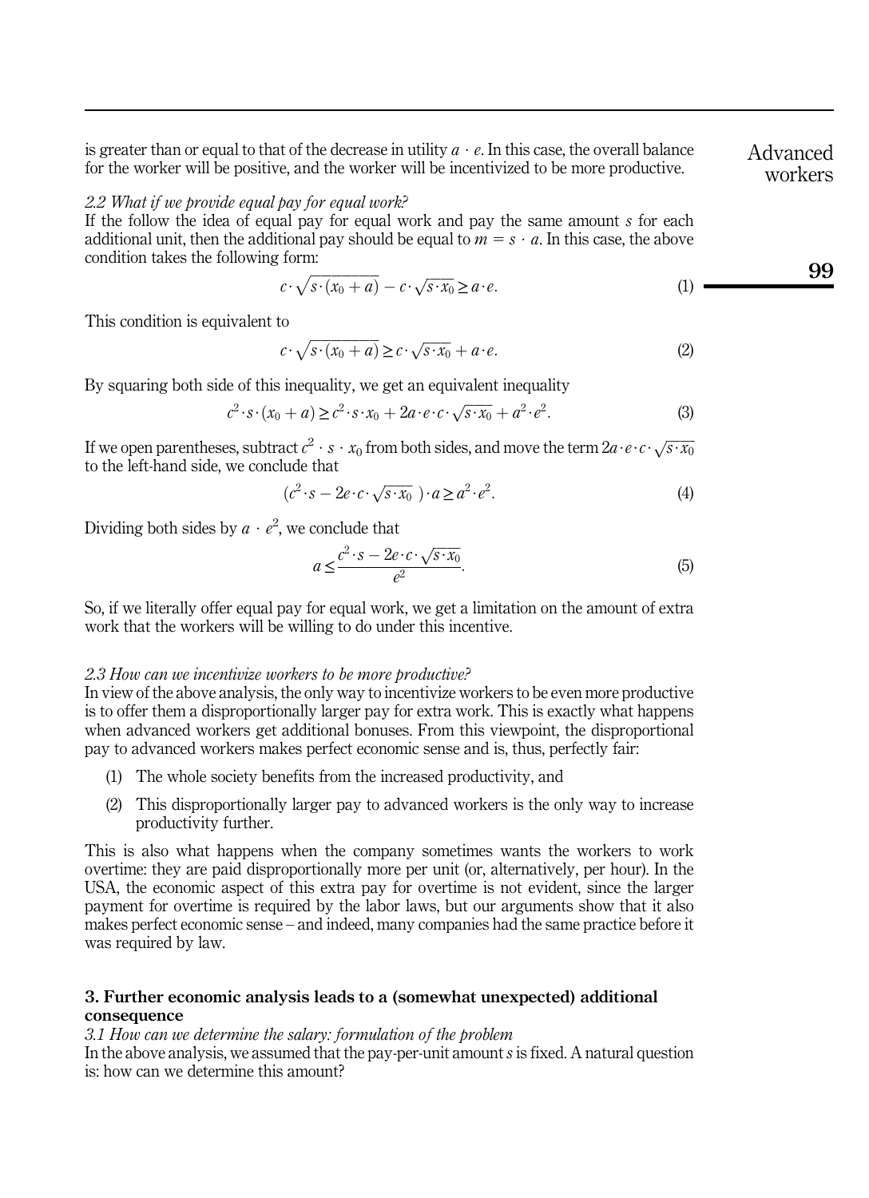is greater than or equal to that of the decrease in utility $a \cdot e$. In this case, the overall balance for the worker will be positive, and the worker will be incentivized to be more productive.

*2.2 What if we provide equal pay for equal work?*

If the follow the idea of equal pay for equal work and pay the same amount $s$ for each additional unit, then the additional pay should be equal to $m = s \cdot a$. In this case, the above condition takes the following form:

$$c \cdot \sqrt{s \cdot (x_0 + a)} - c \cdot \sqrt{s \cdot x_0} \geq a \cdot e. \tag{1}$$

This condition is equivalent to

$$c \cdot \sqrt{s \cdot (x_0 + a)} \geq c \cdot \sqrt{s \cdot x_0} + a \cdot e. \tag{2}$$

By squaring both side of this inequality, we get an equivalent inequality

$$c^2 \cdot s \cdot (x_0 + a) \geq c^2 \cdot s \cdot x_0 + 2a \cdot e \cdot c \cdot \sqrt{s \cdot x_0} + a^2 \cdot e^2. \tag{3}$$

If we open parentheses, subtract $c^2 \cdot s \cdot x_0$ from both sides, and move the term $2a \cdot e \cdot c \cdot \sqrt{s \cdot x_0}$ to the left-hand side, we conclude that

$$(c^2 \cdot s - 2e \cdot c \cdot \sqrt{s \cdot x_0}\,) \cdot a \geq a^2 \cdot e^2. \tag{4}$$

Dividing both sides by $a \cdot e^2$, we conclude that

$$a \leq \frac{c^2 \cdot s - 2e \cdot c \cdot \sqrt{s \cdot x_0}}{e^2}. \tag{5}$$

So, if we literally offer equal pay for equal work, we get a limitation on the amount of extra work that the workers will be willing to do under this incentive.

*2.3 How can we incentivize workers to be more productive?*

In view of the above analysis, the only way to incentivize workers to be even more productive is to offer them a disproportionally larger pay for extra work. This is exactly what happens when advanced workers get additional bonuses. From this viewpoint, the disproportional pay to advanced workers makes perfect economic sense and is, thus, perfectly fair:

1. The whole society benefits from the increased productivity, and
2. This disproportionally larger pay to advanced workers is the only way to increase productivity further.

This is also what happens when the company sometimes wants the workers to work overtime: they are paid disproportionally more per unit (or, alternatively, per hour). In the USA, the economic aspect of this extra pay for overtime is not evident, since the larger payment for overtime is required by the labor laws, but our arguments show that it also makes perfect economic sense – and indeed, many companies had the same practice before it was required by law.

## 3. Further economic analysis leads to a (somewhat unexpected) additional consequence

*3.1 How can we determine the salary: formulation of the problem*

In the above analysis, we assumed that the pay-per-unit amount $s$ is fixed. A natural question is: how can we determine this amount?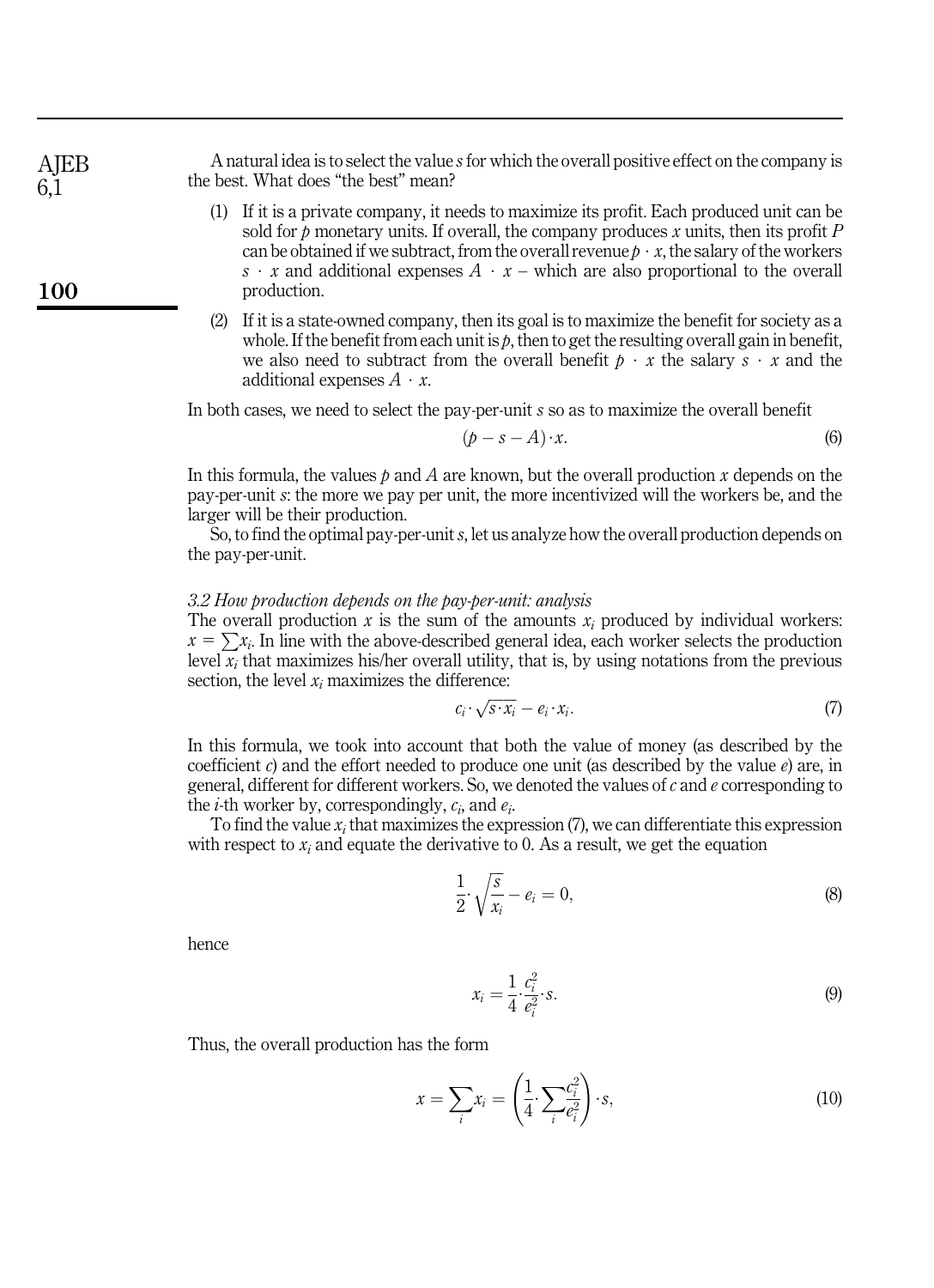A natural idea is to select the value $s$ for which the overall positive effect on the company is the best. What does "the best" mean?

1. If it is a private company, it needs to maximize its profit. Each produced unit can be sold for $p$ monetary units. If overall, the company produces $x$ units, then its profit $P$ can be obtained if we subtract, from the overall revenue $p \cdot x$, the salary of the workers $s \cdot x$ and additional expenses $A \cdot x$ – which are also proportional to the overall production.
2. If it is a state-owned company, then its goal is to maximize the benefit for society as a whole. If the benefit from each unit is $p$, then to get the resulting overall gain in benefit, we also need to subtract from the overall benefit $p \cdot x$ the salary $s \cdot x$ and the additional expenses $A \cdot x$.

In both cases, we need to select the pay-per-unit $s$ so as to maximize the overall benefit

$$(p - s - A) \cdot x. \tag{6}$$

In this formula, the values $p$ and $A$ are known, but the overall production $x$ depends on the pay-per-unit $s$: the more we pay per unit, the more incentivized will the workers be, and the larger will be their production.

So, to find the optimal pay-per-unit $s$, let us analyze how the overall production depends on the pay-per-unit.

### *3.2 How production depends on the pay-per-unit: analysis*

The overall production $x$ is the sum of the amounts $x_i$ produced by individual workers: $x = \sum x_i$. In line with the above-described general idea, each worker selects the production level $x_i$ that maximizes his/her overall utility, that is, by using notations from the previous section, the level $x_i$ maximizes the difference:

$$c_i \cdot \sqrt{s \cdot x_i} - e_i \cdot x_i. \tag{7}$$

In this formula, we took into account that both the value of money (as described by the coefficient $c$) and the effort needed to produce one unit (as described by the value $e$) are, in general, different for different workers. So, we denoted the values of $c$ and $e$ corresponding to the $i$-th worker by, correspondingly, $c_i$, and $e_i$.

To find the value $x_i$ that maximizes the expression (7), we can differentiate this expression with respect to $x_i$ and equate the derivative to 0. As a result, we get the equation

$$\frac{1}{2} \cdot \sqrt{\frac{s}{x_i}} - e_i = 0, \tag{8}$$

hence

$$x_i = \frac{1}{4} \cdot \frac{c_i^2}{e_i^2} \cdot s. \tag{9}$$

Thus, the overall production has the form

$$x = \sum_i x_i = \left( \frac{1}{4} \cdot \sum_i \frac{c_i^2}{e_i^2} \right) \cdot s, \tag{10}$$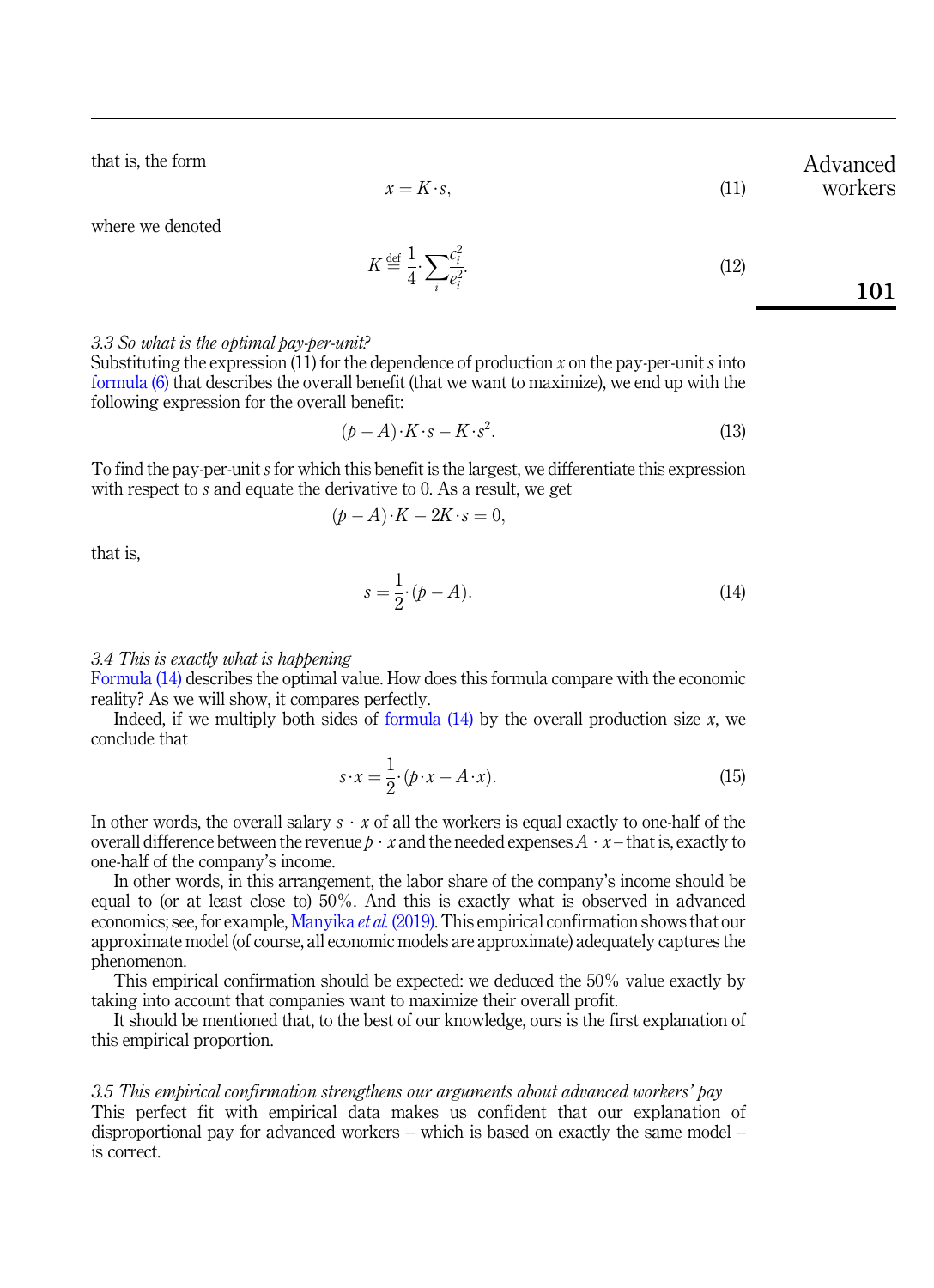that is, the form

$$x = K \cdot s, \tag{11}$$

where we denoted

$$K \stackrel{\text{def}}{=} \frac{1}{4} \cdot \sum_i \frac{c_i^2}{e_i^2}. \tag{12}$$

### 3.3 So what is the optimal pay-per-unit?

Substituting the expression (11) for the dependence of production $x$ on the pay-per-unit $s$ into formula (6) that describes the overall benefit (that we want to maximize), we end up with the following expression for the overall benefit:

$$(p - A) \cdot K \cdot s - K \cdot s^2. \tag{13}$$

To find the pay-per-unit $s$ for which this benefit is the largest, we differentiate this expression with respect to $s$ and equate the derivative to 0. As a result, we get

$$(p - A) \cdot K - 2K \cdot s = 0,$$

that is,

$$s = \frac{1}{2} \cdot (p - A). \tag{14}$$

### 3.4 This is exactly what is happening

Formula (14) describes the optimal value. How does this formula compare with the economic reality? As we will show, it compares perfectly.

Indeed, if we multiply both sides of formula (14) by the overall production size $x$, we conclude that

$$s \cdot x = \frac{1}{2} \cdot (p \cdot x - A \cdot x). \tag{15}$$

In other words, the overall salary $s \cdot x$ of all the workers is equal exactly to one-half of the overall difference between the revenue $p \cdot x$ and the needed expenses $A \cdot x$ – that is, exactly to one-half of the company's income.

In other words, in this arrangement, the labor share of the company's income should be equal to (or at least close to) 50%. And this is exactly what is observed in advanced economics; see, for example, Manyika *et al.* (2019). This empirical confirmation shows that our approximate model (of course, all economic models are approximate) adequately captures the phenomenon.

This empirical confirmation should be expected: we deduced the 50% value exactly by taking into account that companies want to maximize their overall profit.

It should be mentioned that, to the best of our knowledge, ours is the first explanation of this empirical proportion.

### 3.5 This empirical confirmation strengthens our arguments about advanced workers' pay

This perfect fit with empirical data makes us confident that our explanation of disproportional pay for advanced workers – which is based on exactly the same model – is correct.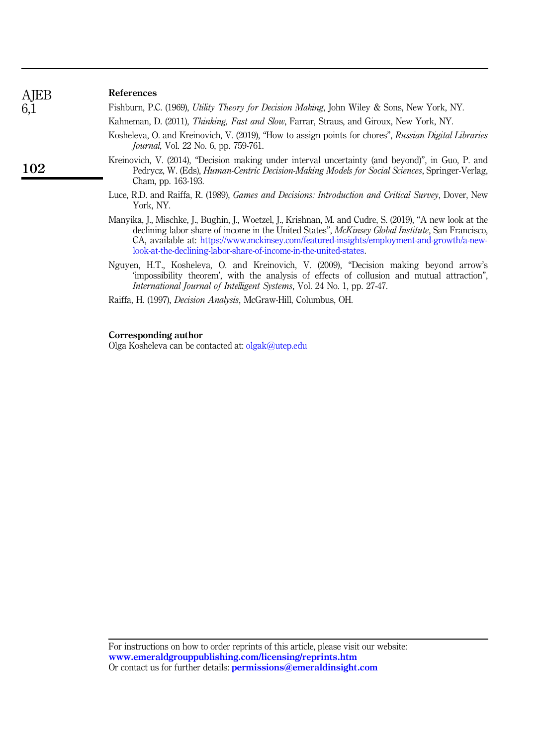## References

Fishburn, P.C. (1969), *Utility Theory for Decision Making*, John Wiley & Sons, New York, NY.

Kahneman, D. (2011), *Thinking, Fast and Slow*, Farrar, Straus, and Giroux, New York, NY.

Kosheleva, O. and Kreinovich, V. (2019), "How to assign points for chores", *Russian Digital Libraries Journal*, Vol. 22 No. 6, pp. 759-761.

Kreinovich, V. (2014), "Decision making under interval uncertainty (and beyond)", in Guo, P. and Pedrycz, W. (Eds), *Human-Centric Decision-Making Models for Social Sciences*, Springer-Verlag, Cham, pp. 163-193.

Luce, R.D. and Raiffa, R. (1989), *Games and Decisions: Introduction and Critical Survey*, Dover, New York, NY.

Manyika, J., Mischke, J., Bughin, J., Woetzel, J., Krishnan, M. and Cudre, S. (2019), "A new look at the declining labor share of income in the United States", *McKinsey Global Institute*, San Francisco, CA, available at: https://www.mckinsey.com/featured-insights/employment-and-growth/a-new-look-at-the-declining-labor-share-of-income-in-the-united-states.

Nguyen, H.T., Kosheleva, O. and Kreinovich, V. (2009), "Decision making beyond arrow's 'impossibility theorem', with the analysis of effects of collusion and mutual attraction", *International Journal of Intelligent Systems*, Vol. 24 No. 1, pp. 27-47.

Raiffa, H. (1997), *Decision Analysis*, McGraw-Hill, Columbus, OH.

**Corresponding author**
Olga Kosheleva can be contacted at: olgak@utep.edu

For instructions on how to order reprints of this article, please visit our website:
**www.emeraldgrouppublishing.com/licensing/reprints.htm**
Or contact us for further details: **permissions@emeraldinsight.com**